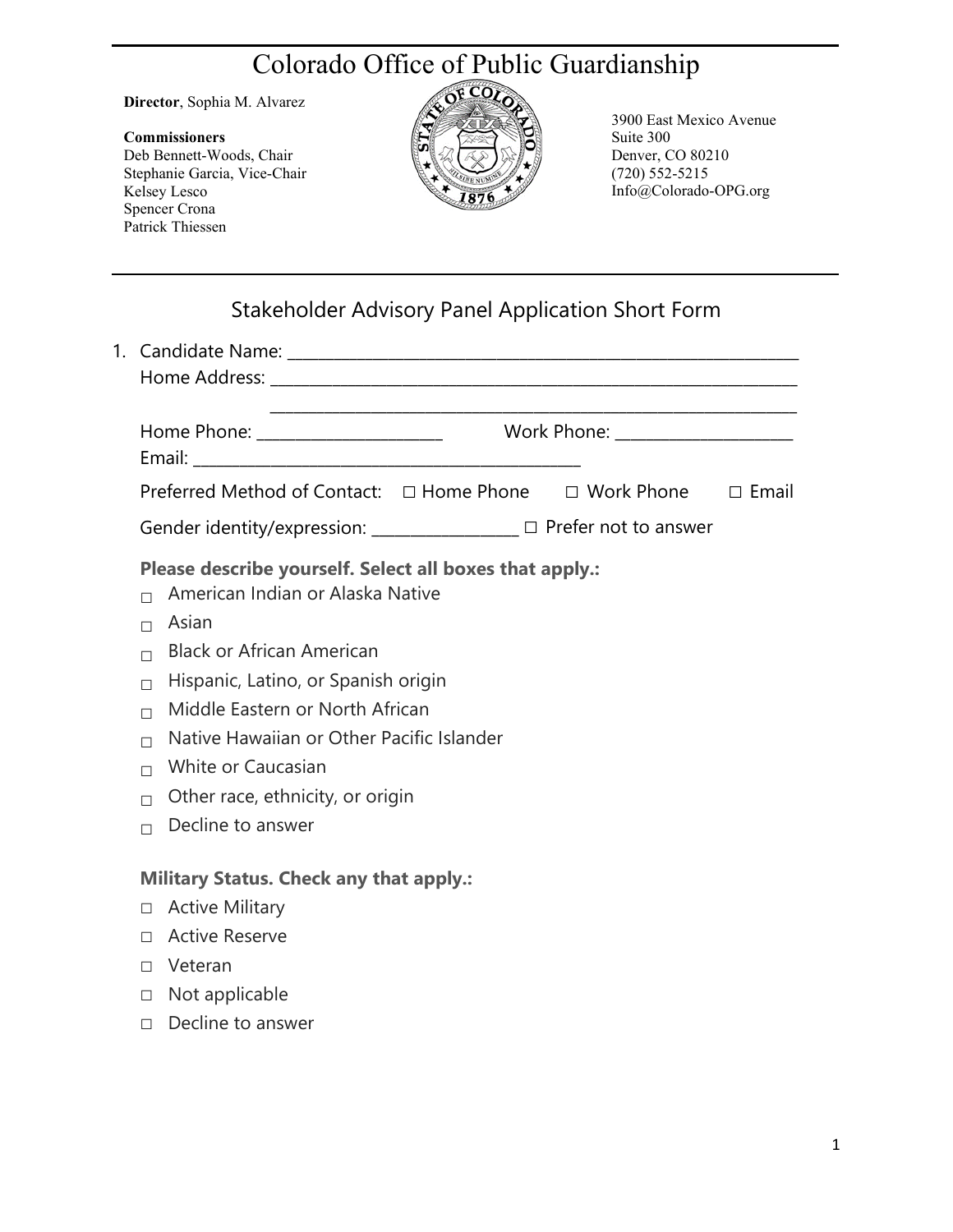# Colorado Office of Public Guardianship

**Director**, Sophia M. Alvarez

**Commissioners**
Deb Bennett-Woods, Chair
Stephanie Garcia, Vice-Chair
Kelsey Lesco
Spencer Crona
Patrick Thiessen

3900 East Mexico Avenue
Suite 300
Denver, CO 80210
(720) 552-5215
Info@Colorado-OPG.org

## Stakeholder Advisory Panel Application Short Form

1. Candidate Name: ________________________________________________________________

   Home Address: ________________________________________________________________

   ________________________________________________________________

   Home Phone: ______________________ Work Phone: _____________________

   Email: ____________________________________________

   Preferred Method of Contact: ☐ Home Phone ☐ Work Phone ☐ Email

   Gender identity/expression: __________________ ☐ Prefer not to answer

   **Please describe yourself. Select all boxes that apply.:**

   - ☐ American Indian or Alaska Native
   - ☐ Asian
   - ☐ Black or African American
   - ☐ Hispanic, Latino, or Spanish origin
   - ☐ Middle Eastern or North African
   - ☐ Native Hawaiian or Other Pacific Islander
   - ☐ White or Caucasian
   - ☐ Other race, ethnicity, or origin
   - ☐ Decline to answer

   **Military Status. Check any that apply.:**

   - ☐ Active Military
   - ☐ Active Reserve
   - ☐ Veteran
   - ☐ Not applicable
   - ☐ Decline to answer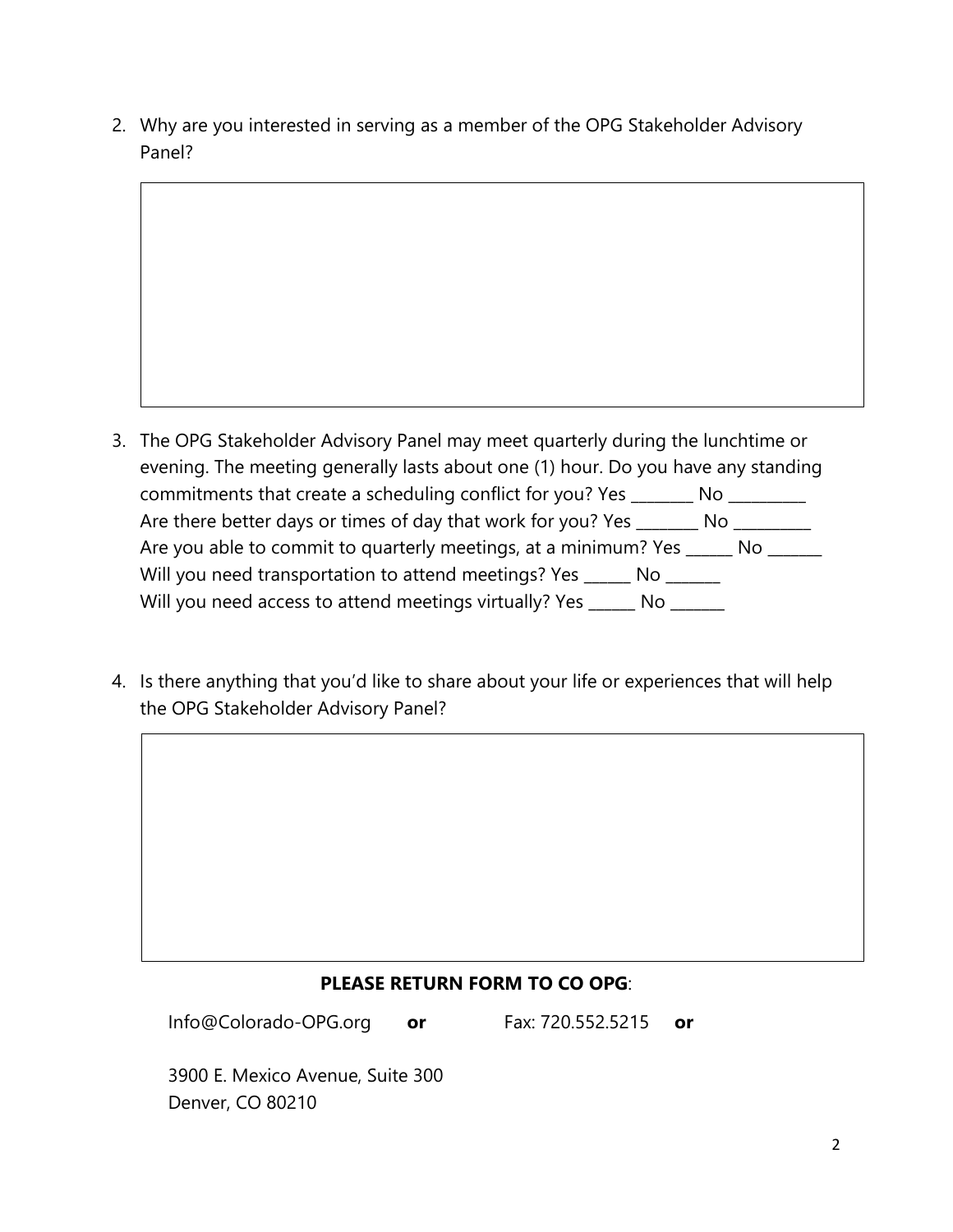2. Why are you interested in serving as a member of the OPG Stakeholder Advisory Panel?

3. The OPG Stakeholder Advisory Panel may meet quarterly during the lunchtime or evening. The meeting generally lasts about one (1) hour. Do you have any standing commitments that create a scheduling conflict for you? Yes ________ No __________
   Are there better days or times of day that work for you? Yes ________ No __________
   Are you able to commit to quarterly meetings, at a minimum? Yes ______ No _______
   Will you need transportation to attend meetings? Yes ______ No _______
   Will you need access to attend meetings virtually? Yes ______ No _______

4. Is there anything that you'd like to share about your life or experiences that will help the OPG Stakeholder Advisory Panel?

**PLEASE RETURN FORM TO CO OPG**:

Info@Colorado-OPG.org **or** Fax: 720.552.5215 **or**

3900 E. Mexico Avenue, Suite 300
Denver, CO 80210